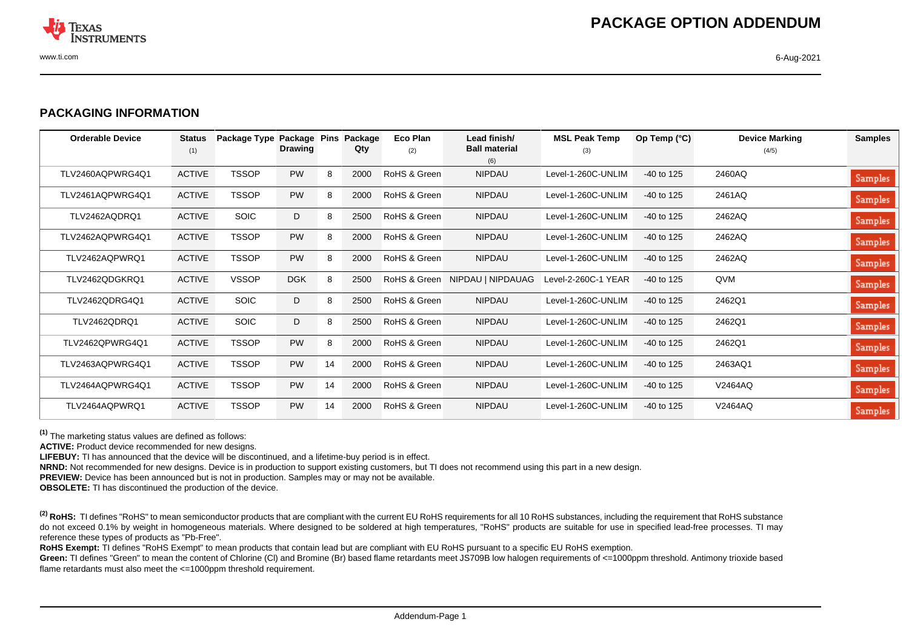## PACKAGING INFORMATION

| Orderable Device | Status (1) | Package Type | Package Drawing | Pins | Package Qty | Eco Plan (2) | Lead finish/ Ball material (6) | MSL Peak Temp (3) | Op Temp (°C) | Device Marking (4/5) | Samples |
|---|---|---|---|---|---|---|---|---|---|---|---|
| TLV2460AQPWRG4Q1 | ACTIVE | TSSOP | PW | 8 | 2000 | RoHS & Green | NIPDAU | Level-1-260C-UNLIM | -40 to 125 | 2460AQ | Samples |
| TLV2461AQPWRG4Q1 | ACTIVE | TSSOP | PW | 8 | 2000 | RoHS & Green | NIPDAU | Level-1-260C-UNLIM | -40 to 125 | 2461AQ | Samples |
| TLV2462AQDRQ1 | ACTIVE | SOIC | D | 8 | 2500 | RoHS & Green | NIPDAU | Level-1-260C-UNLIM | -40 to 125 | 2462AQ | Samples |
| TLV2462AQPWRG4Q1 | ACTIVE | TSSOP | PW | 8 | 2000 | RoHS & Green | NIPDAU | Level-1-260C-UNLIM | -40 to 125 | 2462AQ | Samples |
| TLV2462AQPWRQ1 | ACTIVE | TSSOP | PW | 8 | 2000 | RoHS & Green | NIPDAU | Level-1-260C-UNLIM | -40 to 125 | 2462AQ | Samples |
| TLV2462QDGKRQ1 | ACTIVE | VSSOP | DGK | 8 | 2500 | RoHS & Green | NIPDAU \| NIPDAUAG | Level-2-260C-1 YEAR | -40 to 125 | QVM | Samples |
| TLV2462QDRG4Q1 | ACTIVE | SOIC | D | 8 | 2500 | RoHS & Green | NIPDAU | Level-1-260C-UNLIM | -40 to 125 | 2462Q1 | Samples |
| TLV2462QDRQ1 | ACTIVE | SOIC | D | 8 | 2500 | RoHS & Green | NIPDAU | Level-1-260C-UNLIM | -40 to 125 | 2462Q1 | Samples |
| TLV2462QPWRG4Q1 | ACTIVE | TSSOP | PW | 8 | 2000 | RoHS & Green | NIPDAU | Level-1-260C-UNLIM | -40 to 125 | 2462Q1 | Samples |
| TLV2463AQPWRG4Q1 | ACTIVE | TSSOP | PW | 14 | 2000 | RoHS & Green | NIPDAU | Level-1-260C-UNLIM | -40 to 125 | 2463AQ1 | Samples |
| TLV2464AQPWRG4Q1 | ACTIVE | TSSOP | PW | 14 | 2000 | RoHS & Green | NIPDAU | Level-1-260C-UNLIM | -40 to 125 | V2464AQ | Samples |
| TLV2464AQPWRQ1 | ACTIVE | TSSOP | PW | 14 | 2000 | RoHS & Green | NIPDAU | Level-1-260C-UNLIM | -40 to 125 | V2464AQ | Samples |

[1] The marketing status values are defined as follows:
**ACTIVE:** Product device recommended for new designs.
**LIFEBUY:** TI has announced that the device will be discontinued, and a lifetime-buy period is in effect.
**NRND:** Not recommended for new designs. Device is in production to support existing customers, but TI does not recommend using this part in a new design.
**PREVIEW:** Device has been announced but is not in production. Samples may or may not be available.
**OBSOLETE:** TI has discontinued the production of the device.

[2] **RoHS:** TI defines "RoHS" to mean semiconductor products that are compliant with the current EU RoHS requirements for all 10 RoHS substances, including the requirement that RoHS substance do not exceed 0.1% by weight in homogeneous materials. Where designed to be soldered at high temperatures, "RoHS" products are suitable for use in specified lead-free processes. TI may reference these types of products as "Pb-Free".
**RoHS Exempt:** TI defines "RoHS Exempt" to mean products that contain lead but are compliant with EU RoHS pursuant to a specific EU RoHS exemption.
**Green:** TI defines "Green" to mean the content of Chlorine (Cl) and Bromine (Br) based flame retardants meet JS709B low halogen requirements of <=1000ppm threshold. Antimony trioxide based flame retardants must also meet the <=1000ppm threshold requirement.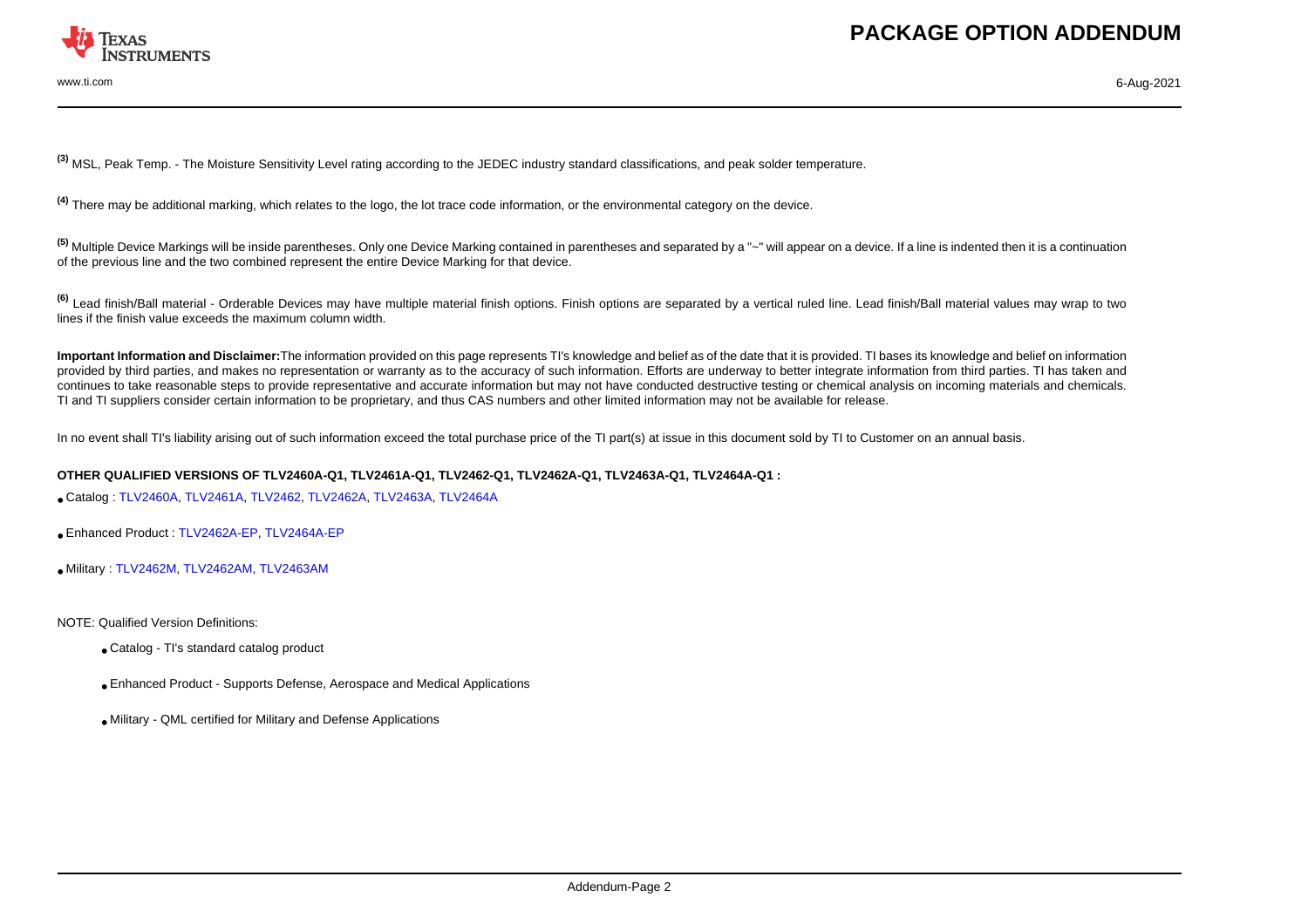[3] MSL, Peak Temp. - The Moisture Sensitivity Level rating according to the JEDEC industry standard classifications, and peak solder temperature.

[4] There may be additional marking, which relates to the logo, the lot trace code information, or the environmental category on the device.

[5] Multiple Device Markings will be inside parentheses. Only one Device Marking contained in parentheses and separated by a "~" will appear on a device. If a line is indented then it is a continuation of the previous line and the two combined represent the entire Device Marking for that device.

[6] Lead finish/Ball material - Orderable Devices may have multiple material finish options. Finish options are separated by a vertical ruled line. Lead finish/Ball material values may wrap to two lines if the finish value exceeds the maximum column width.

**Important Information and Disclaimer:** The information provided on this page represents TI's knowledge and belief as of the date that it is provided. TI bases its knowledge and belief on information provided by third parties, and makes no representation or warranty as to the accuracy of such information. Efforts are underway to better integrate information from third parties. TI has taken and continues to take reasonable steps to provide representative and accurate information but may not have conducted destructive testing or chemical analysis on incoming materials and chemicals. TI and TI suppliers consider certain information to be proprietary, and thus CAS numbers and other limited information may not be available for release.

In no event shall TI's liability arising out of such information exceed the total purchase price of the TI part(s) at issue in this document sold by TI to Customer on an annual basis.

**OTHER QUALIFIED VERSIONS OF TLV2460A-Q1, TLV2461A-Q1, TLV2462-Q1, TLV2462A-Q1, TLV2463A-Q1, TLV2464A-Q1 :**

- Catalog : TLV2460A, TLV2461A, TLV2462, TLV2462A, TLV2463A, TLV2464A
- Enhanced Product : TLV2462A-EP, TLV2464A-EP
- Military : TLV2462M, TLV2462AM, TLV2463AM

NOTE: Qualified Version Definitions:

- Catalog - TI's standard catalog product
- Enhanced Product - Supports Defense, Aerospace and Medical Applications
- Military - QML certified for Military and Defense Applications